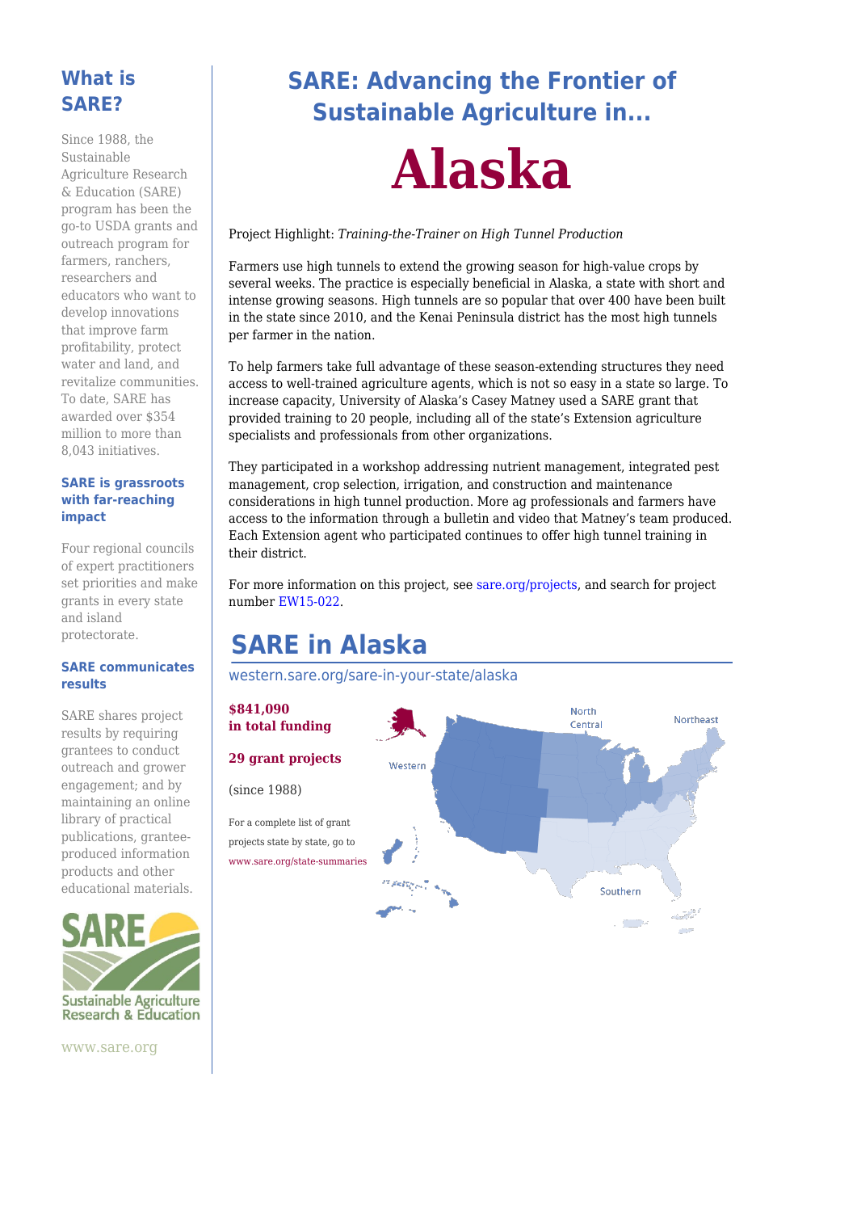# SARE: Advancing the Frontier of Sustainable Agriculture in...

# Alaska

Project Highlight: *Training-the-Trainer on High Tunnel Production*

Farmers use high tunnels to extend the growing season for high-value crops by several weeks. The practice is especially beneficial in Alaska, a state with short and intense growing seasons. High tunnels are so popular that over 400 have been built in the state since 2010, and the Kenai Peninsula district has the most high tunnels per farmer in the nation.

To help farmers take full advantage of these season-extending structures they need access to well-trained agriculture agents, which is not so easy in a state so large. To increase capacity, University of Alaska's Casey Matney used a SARE grant that provided training to 20 people, including all of the state's Extension agriculture specialists and professionals from other organizations.

They participated in a workshop addressing nutrient management, integrated pest management, crop selection, irrigation, and construction and maintenance considerations in high tunnel production. More ag professionals and farmers have access to the information through a bulletin and video that Matney's team produced. Each Extension agent who participated continues to offer high tunnel training in their district.

For more information on this project, see sare.org/projects, and search for project number EW15-022.

## SARE in Alaska

western.sare.org/sare-in-your-state/alaska

**$841,090 in total funding**

**29 grant projects**

(since 1988)

For a complete list of grant projects state by state, go to www.sare.org/state-summaries

Western · North Central · Northeast · Southern

## What is SARE?

Since 1988, the Sustainable Agriculture Research & Education (SARE) program has been the go-to USDA grants and outreach program for farmers, ranchers, researchers and educators who want to develop innovations that improve farm profitability, protect water and land, and revitalize communities. To date, SARE has awarded over $354 million to more than 8,043 initiatives.

### SARE is grassroots with far-reaching impact

Four regional councils of expert practitioners set priorities and make grants in every state and island protectorate.

### SARE communicates results

SARE shares project results by requiring grantees to conduct outreach and grower engagement; and by maintaining an online library of practical publications, grantee-produced information products and other educational materials.

SARE Sustainable Agriculture Research & Education

www.sare.org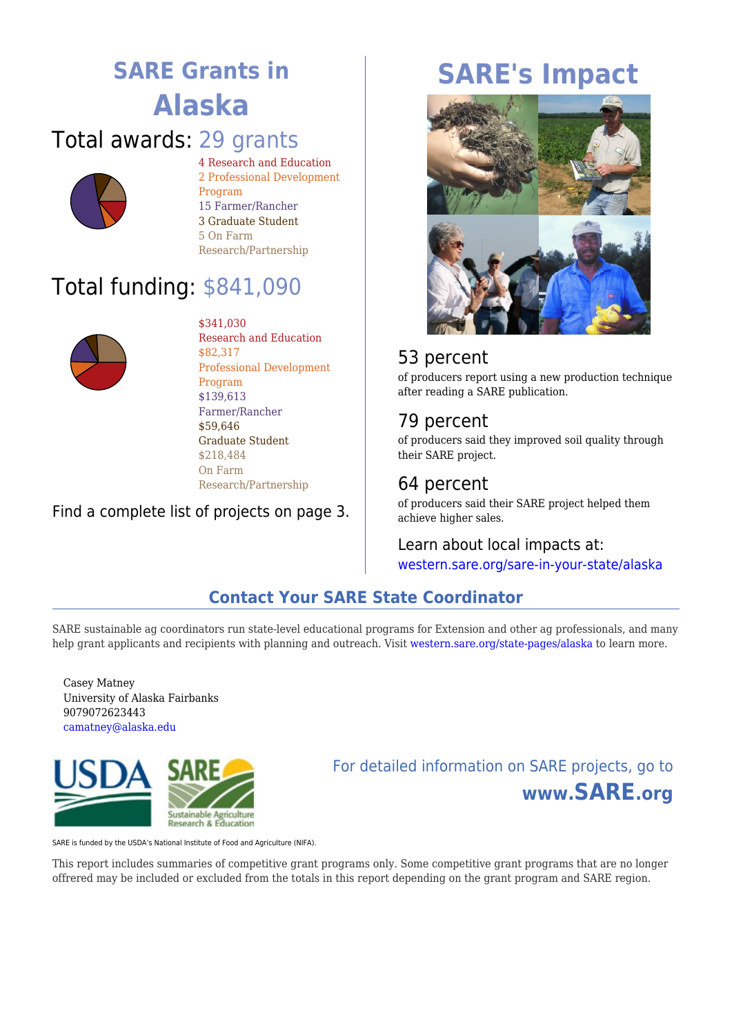# SARE Grants in Alaska

## Total awards: 29 grants

- 4 Research and Education
- 2 Professional Development Program
- 15 Farmer/Rancher
- 3 Graduate Student
- 5 On Farm Research/Partnership

## Total funding: $841,090

- $341,030 Research and Education
- $82,317 Professional Development Program
- $139,613 Farmer/Rancher
- $59,646 Graduate Student
- $218,484 On Farm Research/Partnership

Find a complete list of projects on page 3.

# SARE's Impact

### 53 percent

of producers report using a new production technique after reading a SARE publication.

### 79 percent

of producers said they improved soil quality through their SARE project.

### 64 percent

of producers said their SARE project helped them achieve higher sales.

### Learn about local impacts at:

western.sare.org/sare-in-your-state/alaska

## Contact Your SARE State Coordinator

SARE sustainable ag coordinators run state-level educational programs for Extension and other ag professionals, and many help grant applicants and recipients with planning and outreach. Visit western.sare.org/state-pages/alaska to learn more.

Casey Matney
University of Alaska Fairbanks
9079072623443
camatney@alaska.edu

For detailed information on SARE projects, go to **www.SARE.org**

SARE is funded by the USDA's National Institute of Food and Agriculture (NIFA).

This report includes summaries of competitive grant programs only. Some competitive grant programs that are no longer offrered may be included or excluded from the totals in this report depending on the grant program and SARE region.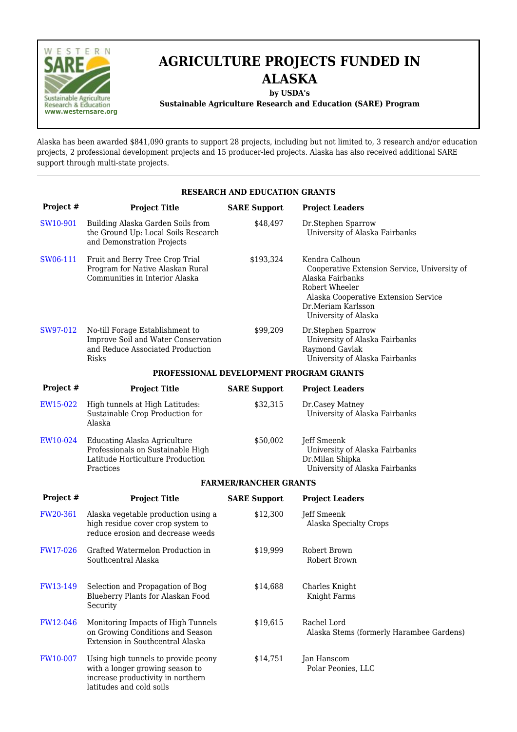# AGRICULTURE PROJECTS FUNDED IN ALASKA

**by USDA's**

**Sustainable Agriculture Research and Education (SARE) Program**

Alaska has been awarded $841,090 grants to support 28 projects, including but not limited to, 3 research and/or education projects, 2 professional development projects and 15 producer-led projects. Alaska has also received additional SARE support through multi-state projects.

---

## RESEARCH AND EDUCATION GRANTS

| Project # | Project Title | SARE Support | Project Leaders |
|---|---|---|---|
| SW10-901 | Building Alaska Garden Soils from the Ground Up: Local Soils Research and Demonstration Projects | $48,497 | Dr.Stephen Sparrow<br>University of Alaska Fairbanks |
| SW06-111 | Fruit and Berry Tree Crop Trial Program for Native Alaskan Rural Communities in Interior Alaska | $193,324 | Kendra Calhoun<br>Cooperative Extension Service, University of Alaska Fairbanks<br>Robert Wheeler<br>Alaska Cooperative Extension Service<br>Dr.Meriam Karlsson<br>University of Alaska |
| SW97-012 | No-till Forage Establishment to Improve Soil and Water Conservation and Reduce Associated Production Risks | $99,209 | Dr.Stephen Sparrow<br>University of Alaska Fairbanks<br>Raymond Gavlak<br>University of Alaska Fairbanks |

## PROFESSIONAL DEVELOPMENT PROGRAM GRANTS

| Project # | Project Title | SARE Support | Project Leaders |
|---|---|---|---|
| EW15-022 | High tunnels at High Latitudes: Sustainable Crop Production for Alaska | $32,315 | Dr.Casey Matney<br>University of Alaska Fairbanks |
| EW10-024 | Educating Alaska Agriculture Professionals on Sustainable High Latitude Horticulture Production Practices | $50,002 | Jeff Smeenk<br>University of Alaska Fairbanks<br>Dr.Milan Shipka<br>University of Alaska Fairbanks |

## FARMER/RANCHER GRANTS

| Project # | Project Title | SARE Support | Project Leaders |
|---|---|---|---|
| FW20-361 | Alaska vegetable production using a high residue cover crop system to reduce erosion and decrease weeds | $12,300 | Jeff Smeenk<br>Alaska Specialty Crops |
| FW17-026 | Grafted Watermelon Production in Southcentral Alaska | $19,999 | Robert Brown<br>Robert Brown |
| FW13-149 | Selection and Propagation of Bog Blueberry Plants for Alaskan Food Security | $14,688 | Charles Knight<br>Knight Farms |
| FW12-046 | Monitoring Impacts of High Tunnels on Growing Conditions and Season Extension in Southcentral Alaska | $19,615 | Rachel Lord<br>Alaska Stems (formerly Harambee Gardens) |
| FW10-007 | Using high tunnels to provide peony with a longer growing season to increase productivity in northern latitudes and cold soils | $14,751 | Jan Hanscom<br>Polar Peonies, LLC |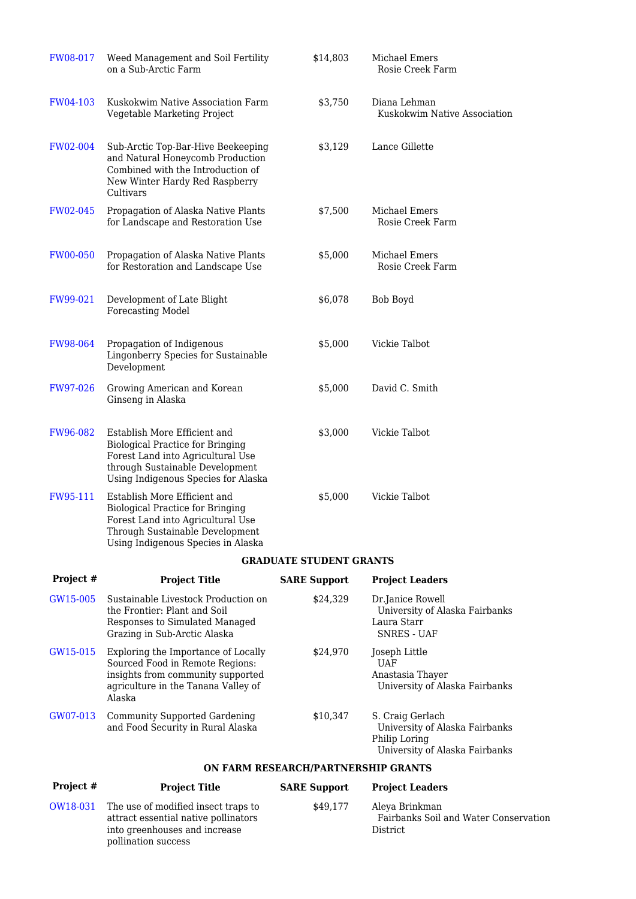| Project # | Project Title | SARE Support | Project Leaders |
|---|---|---|---|
| FW08-017 | Weed Management and Soil Fertility on a Sub-Arctic Farm | $14,803 | Michael Emers<br>Rosie Creek Farm |
| FW04-103 | Kuskokwim Native Association Farm Vegetable Marketing Project | $3,750 | Diana Lehman<br>Kuskokwim Native Association |
| FW02-004 | Sub-Arctic Top-Bar-Hive Beekeeping and Natural Honeycomb Production Combined with the Introduction of New Winter Hardy Red Raspberry Cultivars | $3,129 | Lance Gillette |
| FW02-045 | Propagation of Alaska Native Plants for Landscape and Restoration Use | $7,500 | Michael Emers<br>Rosie Creek Farm |
| FW00-050 | Propagation of Alaska Native Plants for Restoration and Landscape Use | $5,000 | Michael Emers<br>Rosie Creek Farm |
| FW99-021 | Development of Late Blight Forecasting Model | $6,078 | Bob Boyd |
| FW98-064 | Propagation of Indigenous Lingonberry Species for Sustainable Development | $5,000 | Vickie Talbot |
| FW97-026 | Growing American and Korean Ginseng in Alaska | $5,000 | David C. Smith |
| FW96-082 | Establish More Efficient and Biological Practice for Bringing Forest Land into Agricultural Use through Sustainable Development Using Indigenous Species for Alaska | $3,000 | Vickie Talbot |
| FW95-111 | Establish More Efficient and Biological Practice for Bringing Forest Land into Agricultural Use Through Sustainable Development Using Indigenous Species in Alaska | $5,000 | Vickie Talbot |

**GRADUATE STUDENT GRANTS**

| Project # | Project Title | SARE Support | Project Leaders |
|---|---|---|---|
| GW15-005 | Sustainable Livestock Production on the Frontier: Plant and Soil Responses to Simulated Managed Grazing in Sub-Arctic Alaska | $24,329 | Dr.Janice Rowell<br>University of Alaska Fairbanks<br>Laura Starr<br>SNRES - UAF |
| GW15-015 | Exploring the Importance of Locally Sourced Food in Remote Regions: insights from community supported agriculture in the Tanana Valley of Alaska | $24,970 | Joseph Little<br>UAF<br>Anastasia Thayer<br>University of Alaska Fairbanks |
| GW07-013 | Community Supported Gardening and Food Security in Rural Alaska | $10,347 | S. Craig Gerlach<br>University of Alaska Fairbanks<br>Philip Loring<br>University of Alaska Fairbanks |

**ON FARM RESEARCH/PARTNERSHIP GRANTS**

| Project # | Project Title | SARE Support | Project Leaders |
|---|---|---|---|
| OW18-031 | The use of modified insect traps to attract essential native pollinators into greenhouses and increase pollination success | $49,177 | Aleya Brinkman<br>Fairbanks Soil and Water Conservation District |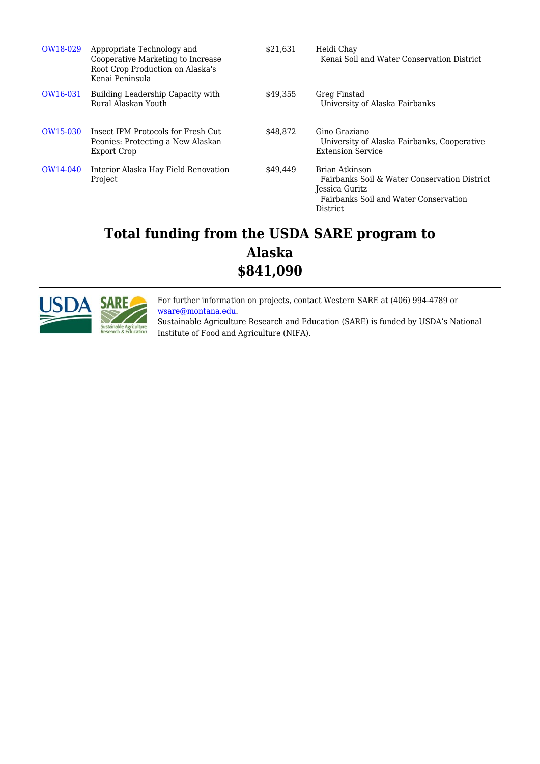| | | | |
|---|---|---|---|
| OW18-029 | Appropriate Technology and Cooperative Marketing to Increase Root Crop Production on Alaska's Kenai Peninsula | $21,631 | Heidi Chay<br>Kenai Soil and Water Conservation District |
| OW16-031 | Building Leadership Capacity with Rural Alaskan Youth | $49,355 | Greg Finstad<br>University of Alaska Fairbanks |
| OW15-030 | Insect IPM Protocols for Fresh Cut Peonies: Protecting a New Alaskan Export Crop | $48,872 | Gino Graziano<br>University of Alaska Fairbanks, Cooperative Extension Service |
| OW14-040 | Interior Alaska Hay Field Renovation Project | $49,449 | Brian Atkinson<br>Fairbanks Soil & Water Conservation District<br>Jessica Guritz<br>Fairbanks Soil and Water Conservation District |

## Total funding from the USDA SARE program to Alaska $841,090

For further information on projects, contact Western SARE at (406) 994-4789 or wsare@montana.edu.

Sustainable Agriculture Research and Education (SARE) is funded by USDA's National Institute of Food and Agriculture (NIFA).